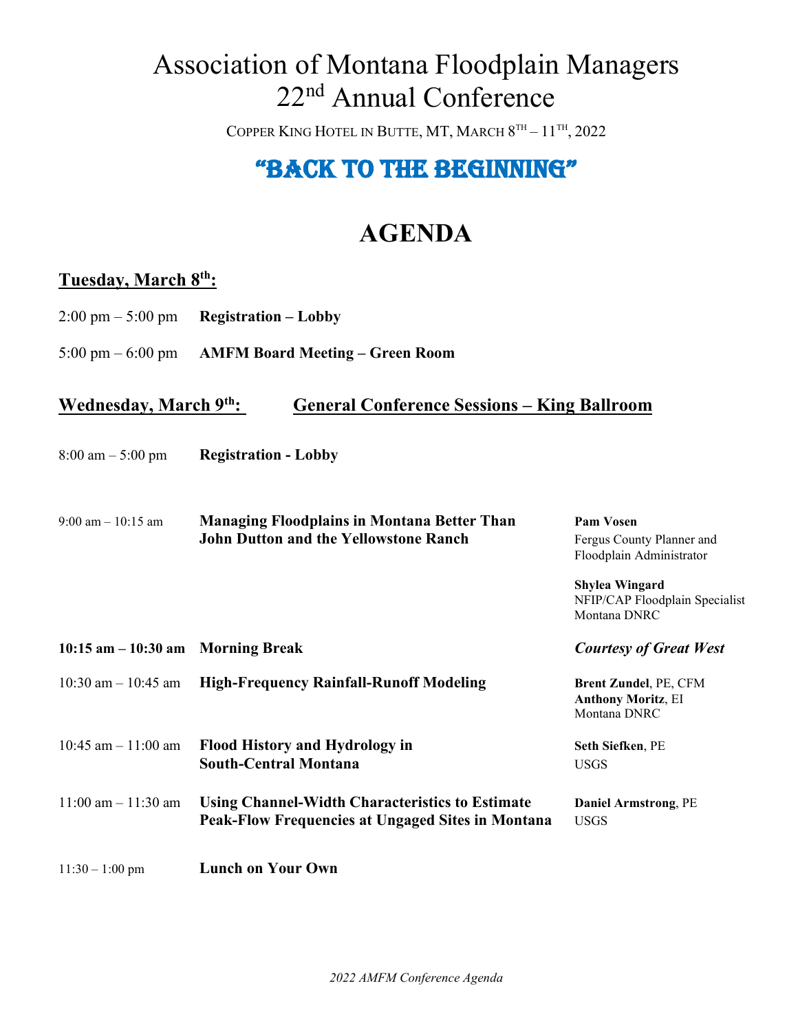# Association of Montana Floodplain Managers 22nd Annual Conference

COPPER KING HOTEL IN BUTTE, MT, MARCH 8TH – 11TH, 2022

## "BACK TO THE BEGINNING"

# AGENDA

## Tuesday, March 8th:

2:00 pm – 5:00 pm **Registration – Lobby**

5:00 pm – 6:00 pm **AMFM Board Meeting – Green Room**

## Wednesday, March 9th: General Conference Sessions – King Ballroom

8:00 am – 5:00 pm **Registration - Lobby**

| | | |
|---|---|---|
| 9:00 am – 10:15 am | **Managing Floodplains in Montana Better Than John Dutton and the Yellowstone Ranch** | **Pam Vosen**<br>Fergus County Planner and Floodplain Administrator<br><br>**Shylea Wingard**<br>NFIP/CAP Floodplain Specialist<br>Montana DNRC |
| **10:15 am – 10:30 am** | **Morning Break** | ***Courtesy of Great West*** |
| 10:30 am – 10:45 am | **High-Frequency Rainfall-Runoff Modeling** | **Brent Zundel**, PE, CFM<br>**Anthony Moritz**, EI<br>Montana DNRC |
| 10:45 am – 11:00 am | **Flood History and Hydrology in South-Central Montana** | **Seth Siefken**, PE<br>USGS |
| 11:00 am – 11:30 am | **Using Channel-Width Characteristics to Estimate Peak-Flow Frequencies at Ungaged Sites in Montana** | **Daniel Armstrong**, PE<br>USGS |
| 11:30 – 1:00 pm | **Lunch on Your Own** | |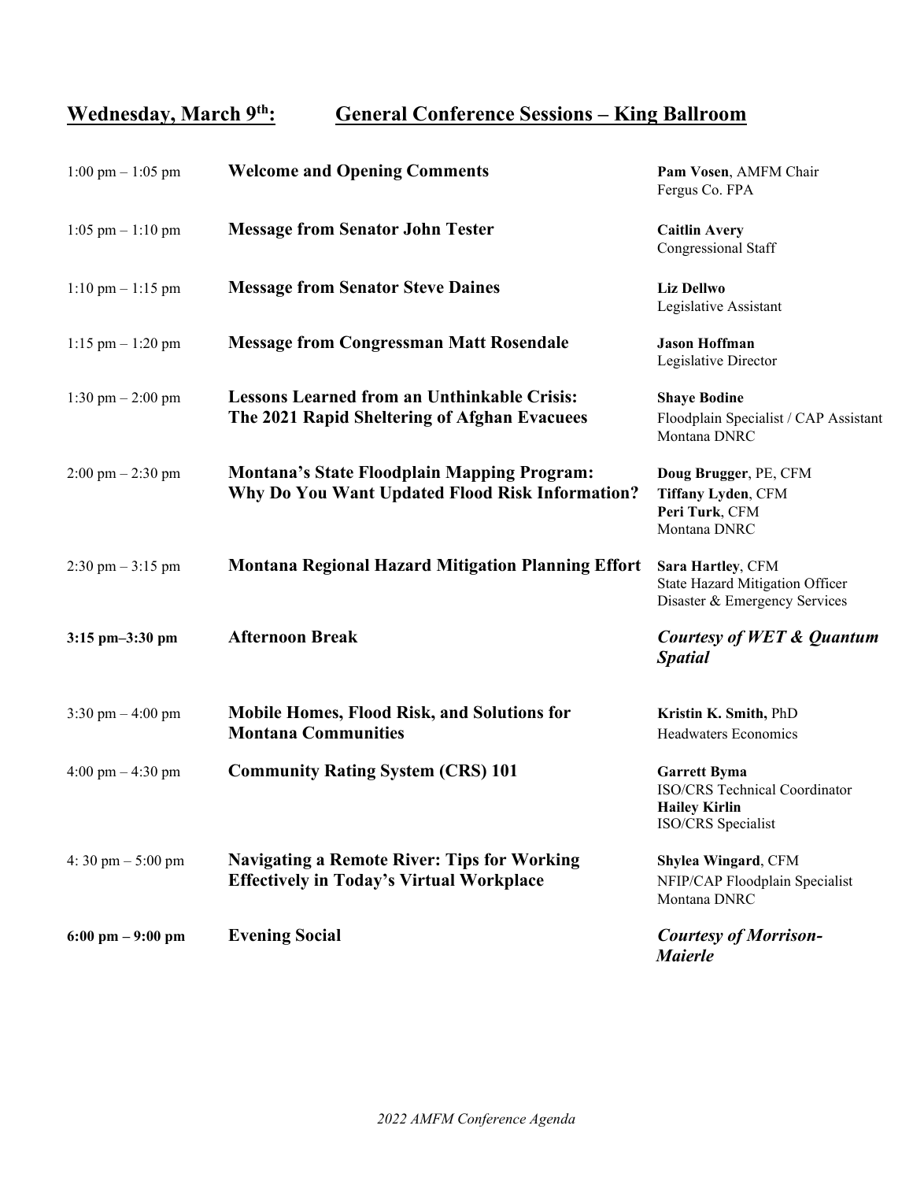## Wednesday, March 9th: General Conference Sessions – King Ballroom

| Time | Session | Presenter |
| --- | --- | --- |
| 1:00 pm – 1:05 pm | **Welcome and Opening Comments** | **Pam Vosen**, AMFM Chair<br>Fergus Co. FPA |
| 1:05 pm – 1:10 pm | **Message from Senator John Tester** | **Caitlin Avery**<br>Congressional Staff |
| 1:10 pm – 1:15 pm | **Message from Senator Steve Daines** | **Liz Dellwo**<br>Legislative Assistant |
| 1:15 pm – 1:20 pm | **Message from Congressman Matt Rosendale** | **Jason Hoffman**<br>Legislative Director |
| 1:30 pm – 2:00 pm | **Lessons Learned from an Unthinkable Crisis: The 2021 Rapid Sheltering of Afghan Evacuees** | **Shaye Bodine**<br>Floodplain Specialist / CAP Assistant<br>Montana DNRC |
| 2:00 pm – 2:30 pm | **Montana's State Floodplain Mapping Program: Why Do You Want Updated Flood Risk Information?** | **Doug Brugger**, PE, CFM<br>**Tiffany Lyden**, CFM<br>**Peri Turk**, CFM<br>Montana DNRC |
| 2:30 pm – 3:15 pm | **Montana Regional Hazard Mitigation Planning Effort** | **Sara Hartley**, CFM<br>State Hazard Mitigation Officer<br>Disaster & Emergency Services |
| **3:15 pm–3:30 pm** | **Afternoon Break** | ***Courtesy of WET & Quantum Spatial*** |
| 3:30 pm – 4:00 pm | **Mobile Homes, Flood Risk, and Solutions for Montana Communities** | **Kristin K. Smith,** PhD<br>Headwaters Economics |
| 4:00 pm – 4:30 pm | **Community Rating System (CRS) 101** | **Garrett Byma**<br>ISO/CRS Technical Coordinator<br>**Hailey Kirlin**<br>ISO/CRS Specialist |
| 4: 30 pm – 5:00 pm | **Navigating a Remote River: Tips for Working Effectively in Today's Virtual Workplace** | **Shylea Wingard**, CFM<br>NFIP/CAP Floodplain Specialist<br>Montana DNRC |
| **6:00 pm – 9:00 pm** | **Evening Social** | ***Courtesy of Morrison-Maierle*** |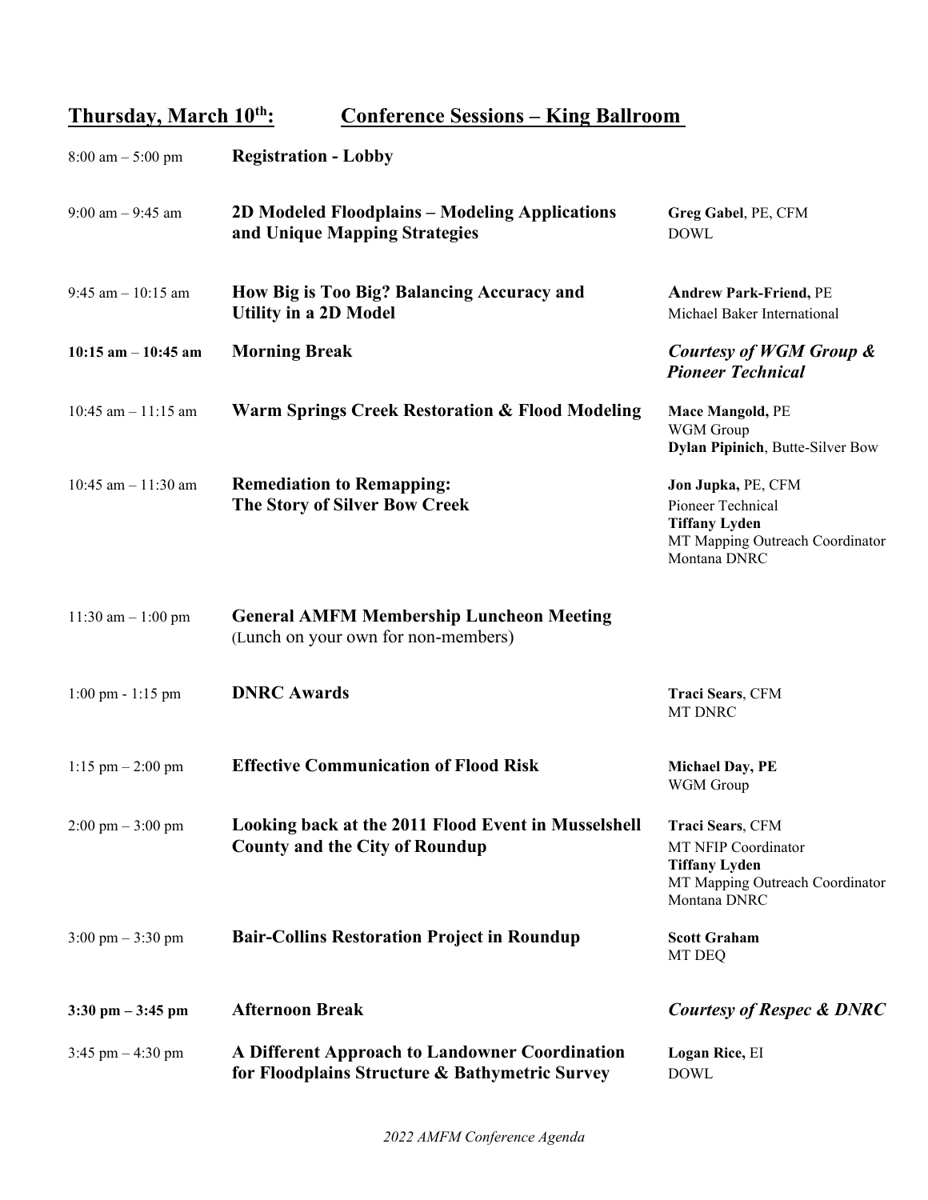## Thursday, March 10th: Conference Sessions – King Ballroom

| | | |
|---|---|---|
| 8:00 am – 5:00 pm | **Registration - Lobby** | |
| 9:00 am – 9:45 am | **2D Modeled Floodplains – Modeling Applications and Unique Mapping Strategies** | **Greg Gabel**, PE, CFM<br>DOWL |
| 9:45 am – 10:15 am | **How Big is Too Big? Balancing Accuracy and Utility in a 2D Model** | **Andrew Park-Friend,** PE<br>Michael Baker International |
| **10:15 am – 10:45 am** | **Morning Break** | ***Courtesy of WGM Group & Pioneer Technical*** |
| 10:45 am – 11:15 am | **Warm Springs Creek Restoration & Flood Modeling** | **Mace Mangold,** PE<br>WGM Group<br>**Dylan Pipinich**, Butte-Silver Bow |
| 10:45 am – 11:30 am | **Remediation to Remapping: The Story of Silver Bow Creek** | **Jon Jupka,** PE, CFM<br>Pioneer Technical<br>**Tiffany Lyden**<br>MT Mapping Outreach Coordinator<br>Montana DNRC |
| 11:30 am – 1:00 pm | **General AMFM Membership Luncheon Meeting**<br>(Lunch on your own for non-members) | |
| 1:00 pm - 1:15 pm | **DNRC Awards** | **Traci Sears**, CFM<br>MT DNRC |
| 1:15 pm – 2:00 pm | **Effective Communication of Flood Risk** | **Michael Day, PE**<br>WGM Group |
| 2:00 pm – 3:00 pm | **Looking back at the 2011 Flood Event in Musselshell County and the City of Roundup** | **Traci Sears**, CFM<br>MT NFIP Coordinator<br>**Tiffany Lyden**<br>MT Mapping Outreach Coordinator<br>Montana DNRC |
| 3:00 pm – 3:30 pm | **Bair-Collins Restoration Project in Roundup** | **Scott Graham**<br>MT DEQ |
| **3:30 pm – 3:45 pm** | **Afternoon Break** | ***Courtesy of Respec & DNRC*** |
| 3:45 pm – 4:30 pm | **A Different Approach to Landowner Coordination for Floodplains Structure & Bathymetric Survey** | **Logan Rice,** EI<br>DOWL |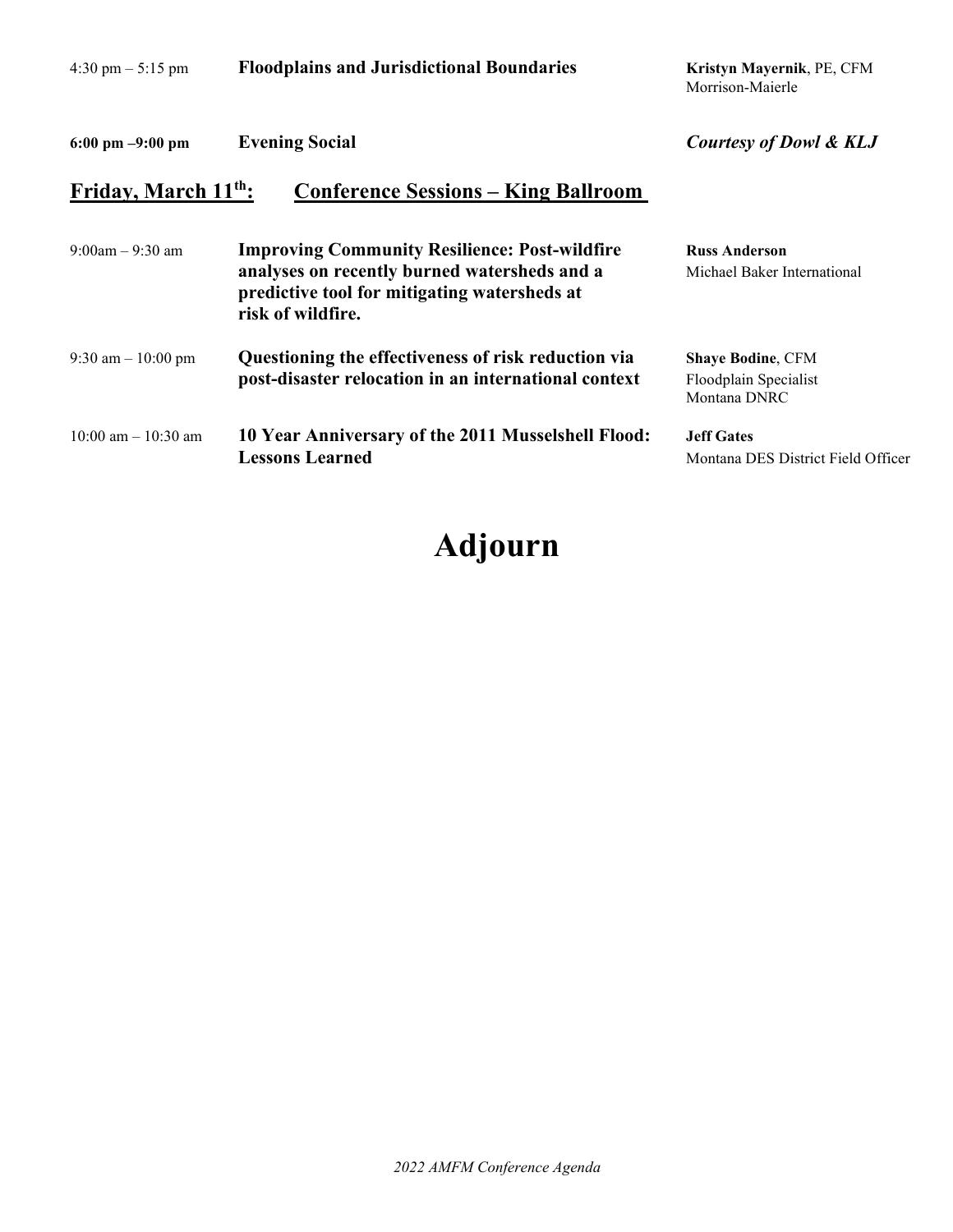| | | |
|---|---|---|
| 4:30 pm – 5:15 pm | **Floodplains and Jurisdictional Boundaries** | **Kristyn Mayernik**, PE, CFM<br>Morrison-Maierle |
| **6:00 pm –9:00 pm** | **Evening Social** | ***Courtesy of Dowl & KLJ*** |

## Friday, March 11th: Conference Sessions – King Ballroom

| | | |
|---|---|---|
| 9:00am – 9:30 am | **Improving Community Resilience: Post-wildfire analyses on recently burned watersheds and a predictive tool for mitigating watersheds at risk of wildfire.** | **Russ Anderson**<br>Michael Baker International |
| 9:30 am – 10:00 pm | **Questioning the effectiveness of risk reduction via post-disaster relocation in an international context** | **Shaye Bodine**, CFM<br>Floodplain Specialist<br>Montana DNRC |
| 10:00 am – 10:30 am | **10 Year Anniversary of the 2011 Musselshell Flood: Lessons Learned** | **Jeff Gates**<br>Montana DES District Field Officer |

# Adjourn